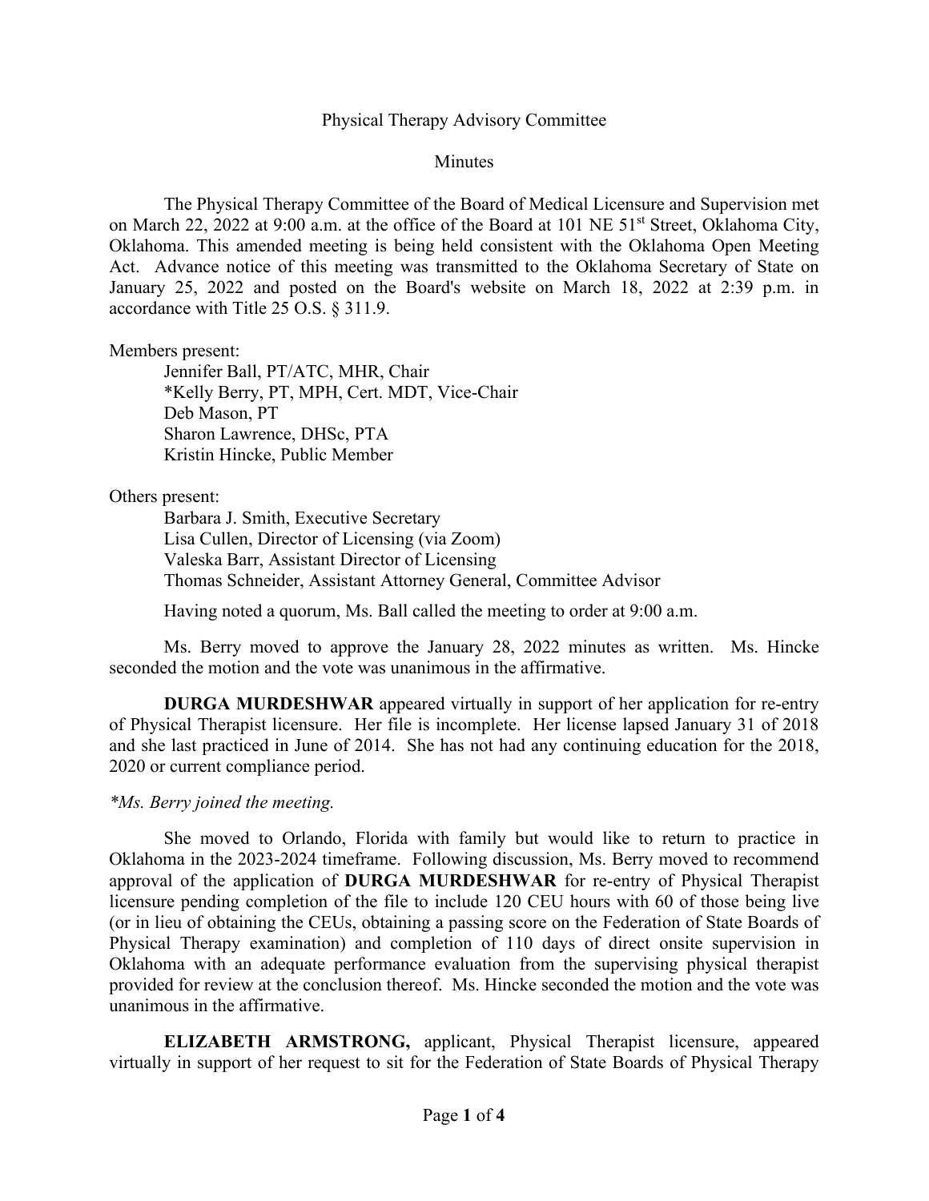Physical Therapy Advisory Committee

Minutes

The Physical Therapy Committee of the Board of Medical Licensure and Supervision met on March 22, 2022 at 9:00 a.m. at the office of the Board at 101 NE 51st Street, Oklahoma City, Oklahoma. This amended meeting is being held consistent with the Oklahoma Open Meeting Act. Advance notice of this meeting was transmitted to the Oklahoma Secretary of State on January 25, 2022 and posted on the Board's website on March 18, 2022 at 2:39 p.m. in accordance with Title 25 O.S. § 311.9.

Members present:

- Jennifer Ball, PT/ATC, MHR, Chair
- *Kelly Berry, PT, MPH, Cert. MDT, Vice-Chair
- Deb Mason, PT
- Sharon Lawrence, DHSc, PTA
- Kristin Hincke, Public Member

Others present:

- Barbara J. Smith, Executive Secretary
- Lisa Cullen, Director of Licensing (via Zoom)
- Valeska Barr, Assistant Director of Licensing
- Thomas Schneider, Assistant Attorney General, Committee Advisor

Having noted a quorum, Ms. Ball called the meeting to order at 9:00 a.m.

Ms. Berry moved to approve the January 28, 2022 minutes as written. Ms. Hincke seconded the motion and the vote was unanimous in the affirmative.

**DURGA MURDESHWAR** appeared virtually in support of her application for re-entry of Physical Therapist licensure. Her file is incomplete. Her license lapsed January 31 of 2018 and she last practiced in June of 2014. She has not had any continuing education for the 2018, 2020 or current compliance period.

*\*Ms. Berry joined the meeting.*

She moved to Orlando, Florida with family but would like to return to practice in Oklahoma in the 2023-2024 timeframe. Following discussion, Ms. Berry moved to recommend approval of the application of **DURGA MURDESHWAR** for re-entry of Physical Therapist licensure pending completion of the file to include 120 CEU hours with 60 of those being live (or in lieu of obtaining the CEUs, obtaining a passing score on the Federation of State Boards of Physical Therapy examination) and completion of 110 days of direct onsite supervision in Oklahoma with an adequate performance evaluation from the supervising physical therapist provided for review at the conclusion thereof. Ms. Hincke seconded the motion and the vote was unanimous in the affirmative.

**ELIZABETH ARMSTRONG,** applicant, Physical Therapist licensure, appeared virtually in support of her request to sit for the Federation of State Boards of Physical Therapy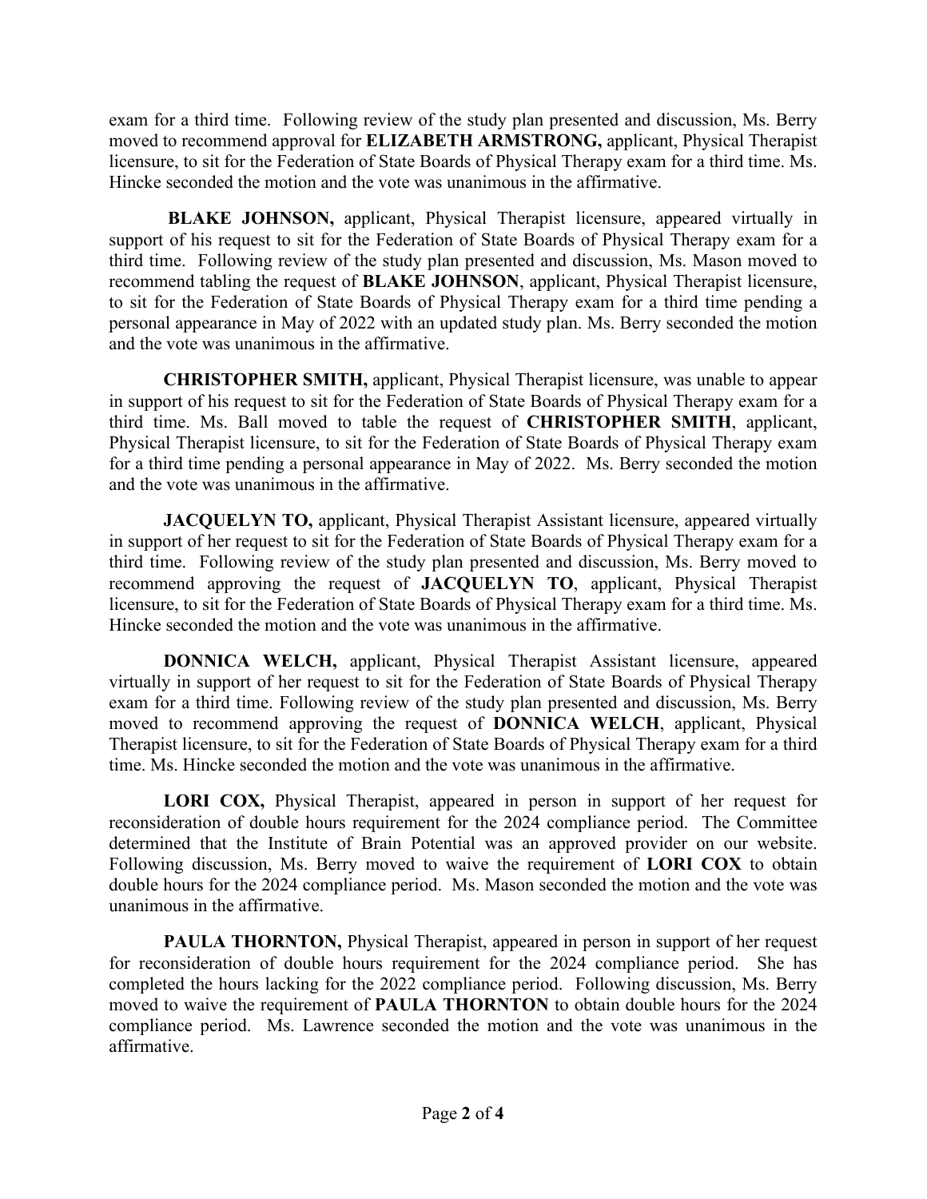exam for a third time. Following review of the study plan presented and discussion, Ms. Berry moved to recommend approval for **ELIZABETH ARMSTRONG,** applicant, Physical Therapist licensure, to sit for the Federation of State Boards of Physical Therapy exam for a third time. Ms. Hincke seconded the motion and the vote was unanimous in the affirmative.

**BLAKE JOHNSON,** applicant, Physical Therapist licensure, appeared virtually in support of his request to sit for the Federation of State Boards of Physical Therapy exam for a third time. Following review of the study plan presented and discussion, Ms. Mason moved to recommend tabling the request of **BLAKE JOHNSON**, applicant, Physical Therapist licensure, to sit for the Federation of State Boards of Physical Therapy exam for a third time pending a personal appearance in May of 2022 with an updated study plan. Ms. Berry seconded the motion and the vote was unanimous in the affirmative.

**CHRISTOPHER SMITH,** applicant, Physical Therapist licensure, was unable to appear in support of his request to sit for the Federation of State Boards of Physical Therapy exam for a third time. Ms. Ball moved to table the request of **CHRISTOPHER SMITH**, applicant, Physical Therapist licensure, to sit for the Federation of State Boards of Physical Therapy exam for a third time pending a personal appearance in May of 2022. Ms. Berry seconded the motion and the vote was unanimous in the affirmative.

**JACQUELYN TO,** applicant, Physical Therapist Assistant licensure, appeared virtually in support of her request to sit for the Federation of State Boards of Physical Therapy exam for a third time. Following review of the study plan presented and discussion, Ms. Berry moved to recommend approving the request of **JACQUELYN TO**, applicant, Physical Therapist licensure, to sit for the Federation of State Boards of Physical Therapy exam for a third time. Ms. Hincke seconded the motion and the vote was unanimous in the affirmative.

**DONNICA WELCH,** applicant, Physical Therapist Assistant licensure, appeared virtually in support of her request to sit for the Federation of State Boards of Physical Therapy exam for a third time. Following review of the study plan presented and discussion, Ms. Berry moved to recommend approving the request of **DONNICA WELCH**, applicant, Physical Therapist licensure, to sit for the Federation of State Boards of Physical Therapy exam for a third time. Ms. Hincke seconded the motion and the vote was unanimous in the affirmative.

**LORI COX,** Physical Therapist, appeared in person in support of her request for reconsideration of double hours requirement for the 2024 compliance period. The Committee determined that the Institute of Brain Potential was an approved provider on our website. Following discussion, Ms. Berry moved to waive the requirement of **LORI COX** to obtain double hours for the 2024 compliance period. Ms. Mason seconded the motion and the vote was unanimous in the affirmative.

**PAULA THORNTON,** Physical Therapist, appeared in person in support of her request for reconsideration of double hours requirement for the 2024 compliance period. She has completed the hours lacking for the 2022 compliance period. Following discussion, Ms. Berry moved to waive the requirement of **PAULA THORNTON** to obtain double hours for the 2024 compliance period. Ms. Lawrence seconded the motion and the vote was unanimous in the affirmative.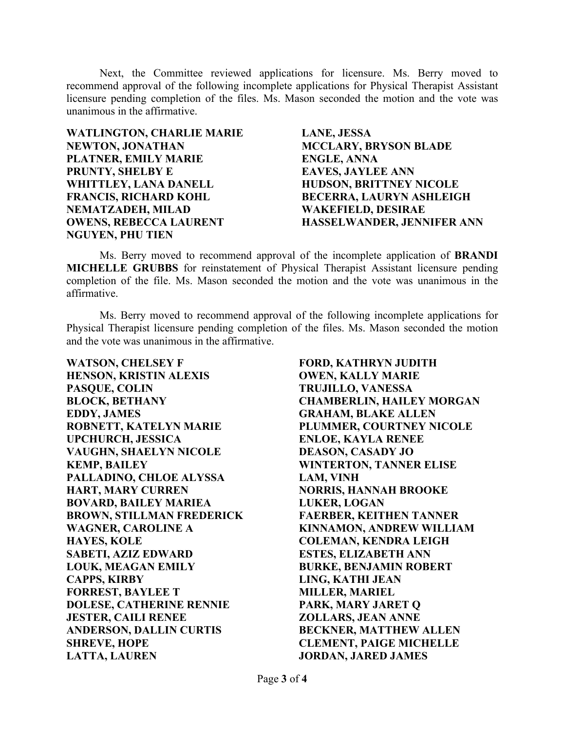Next, the Committee reviewed applications for licensure. Ms. Berry moved to recommend approval of the following incomplete applications for Physical Therapist Assistant licensure pending completion of the files. Ms. Mason seconded the motion and the vote was unanimous in the affirmative.

**WATLINGTON, CHARLIE MARIE**
**NEWTON, JONATHAN**
**PLATNER, EMILY MARIE**
**PRUNTY, SHELBY E**
**WHITTLEY, LANA DANELL**
**FRANCIS, RICHARD KOHL**
**NEMATZADEH, MILAD**
**OWENS, REBECCA LAURENT**
**NGUYEN, PHU TIEN**
**LANE, JESSA**
**MCCLARY, BRYSON BLADE**
**ENGLE, ANNA**
**EAVES, JAYLEE ANN**
**HUDSON, BRITTNEY NICOLE**
**BECERRA, LAURYN ASHLEIGH**
**WAKEFIELD, DESIRAE**
**HASSELWANDER, JENNIFER ANN**

Ms. Berry moved to recommend approval of the incomplete application of **BRANDI MICHELLE GRUBBS** for reinstatement of Physical Therapist Assistant licensure pending completion of the file. Ms. Mason seconded the motion and the vote was unanimous in the affirmative.

Ms. Berry moved to recommend approval of the following incomplete applications for Physical Therapist licensure pending completion of the files. Ms. Mason seconded the motion and the vote was unanimous in the affirmative.

**WATSON, CHELSEY F**
**HENSON, KRISTIN ALEXIS**
**PASQUE, COLIN**
**BLOCK, BETHANY**
**EDDY, JAMES**
**ROBNETT, KATELYN MARIE**
**UPCHURCH, JESSICA**
**VAUGHN, SHAELYN NICOLE**
**KEMP, BAILEY**
**PALLADINO, CHLOE ALYSSA**
**HART, MARY CURREN**
**BOVARD, BAILEY MARIEA**
**BROWN, STILLMAN FREDERICK**
**WAGNER, CAROLINE A**
**HAYES, KOLE**
**SABETI, AZIZ EDWARD**
**LOUK, MEAGAN EMILY**
**CAPPS, KIRBY**
**FORREST, BAYLEE T**
**DOLESE, CATHERINE RENNIE**
**JESTER, CAILI RENEE**
**ANDERSON, DALLIN CURTIS**
**SHREVE, HOPE**
**LATTA, LAUREN**
**FORD, KATHRYN JUDITH**
**OWEN, KALLY MARIE**
**TRUJILLO, VANESSA**
**CHAMBERLIN, HAILEY MORGAN**
**GRAHAM, BLAKE ALLEN**
**PLUMMER, COURTNEY NICOLE**
**ENLOE, KAYLA RENEE**
**DEASON, CASADY JO**
**WINTERTON, TANNER ELISE**
**LAM, VINH**
**NORRIS, HANNAH BROOKE**
**LUKER, LOGAN**
**FAERBER, KEITHEN TANNER**
**KINNAMON, ANDREW WILLIAM**
**COLEMAN, KENDRA LEIGH**
**ESTES, ELIZABETH ANN**
**BURKE, BENJAMIN ROBERT**
**LING, KATHI JEAN**
**MILLER, MARIEL**
**PARK, MARY JARET Q**
**ZOLLARS, JEAN ANNE**
**BECKNER, MATTHEW ALLEN**
**CLEMENT, PAIGE MICHELLE**
**JORDAN, JARED JAMES**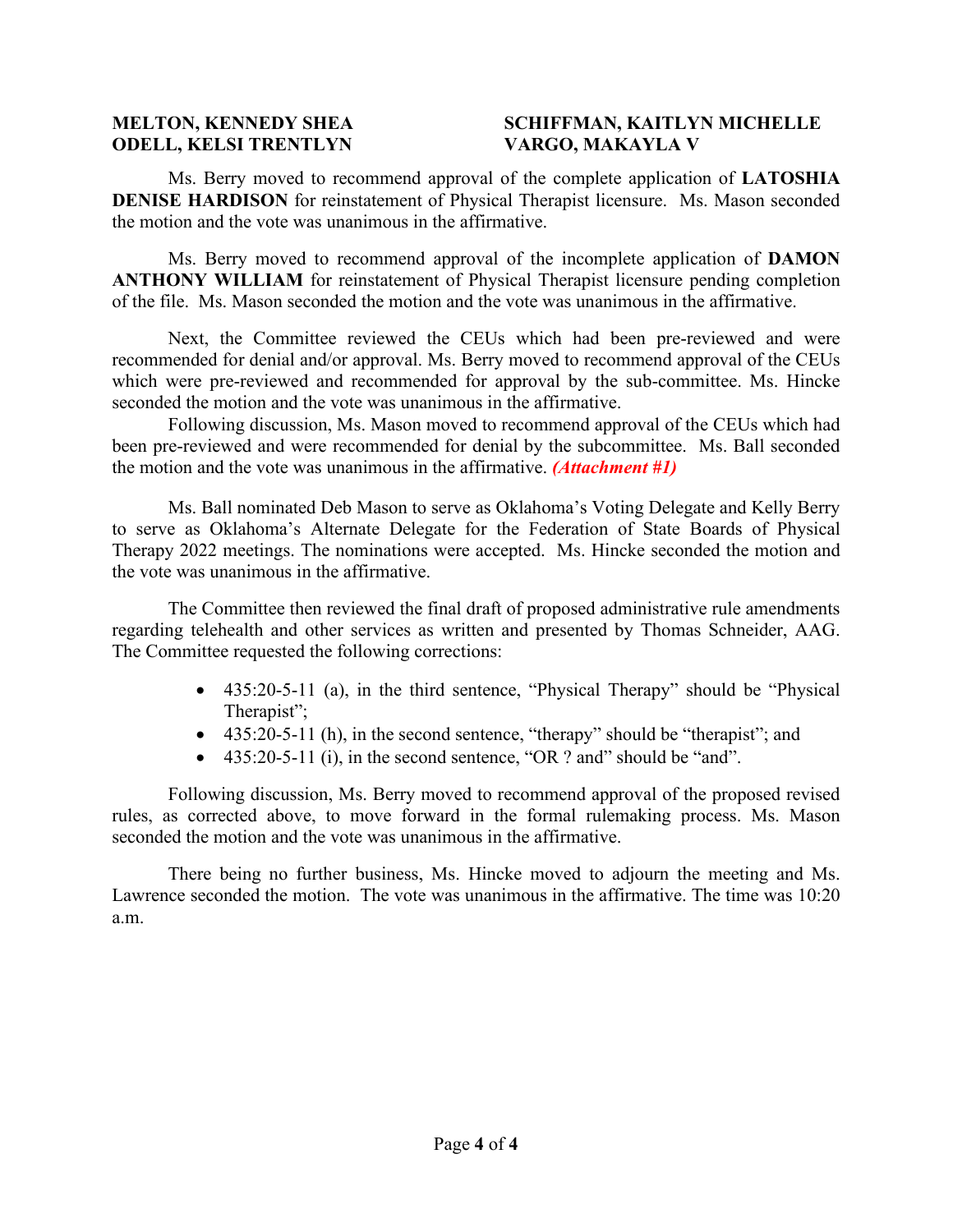**MELTON, KENNEDY SHEA**
**ODELL, KELSI TRENTLYN**
**SCHIFFMAN, KAITLYN MICHELLE**
**VARGO, MAKAYLA V**

Ms. Berry moved to recommend approval of the complete application of **LATOSHIA DENISE HARDISON** for reinstatement of Physical Therapist licensure. Ms. Mason seconded the motion and the vote was unanimous in the affirmative.

Ms. Berry moved to recommend approval of the incomplete application of **DAMON ANTHONY WILLIAM** for reinstatement of Physical Therapist licensure pending completion of the file. Ms. Mason seconded the motion and the vote was unanimous in the affirmative.

Next, the Committee reviewed the CEUs which had been pre-reviewed and were recommended for denial and/or approval. Ms. Berry moved to recommend approval of the CEUs which were pre-reviewed and recommended for approval by the sub-committee. Ms. Hincke seconded the motion and the vote was unanimous in the affirmative.

Following discussion, Ms. Mason moved to recommend approval of the CEUs which had been pre-reviewed and were recommended for denial by the subcommittee. Ms. Ball seconded the motion and the vote was unanimous in the affirmative. ***(Attachment #1)***

Ms. Ball nominated Deb Mason to serve as Oklahoma's Voting Delegate and Kelly Berry to serve as Oklahoma's Alternate Delegate for the Federation of State Boards of Physical Therapy 2022 meetings. The nominations were accepted. Ms. Hincke seconded the motion and the vote was unanimous in the affirmative.

The Committee then reviewed the final draft of proposed administrative rule amendments regarding telehealth and other services as written and presented by Thomas Schneider, AAG. The Committee requested the following corrections:

- 435:20-5-11 (a), in the third sentence, "Physical Therapy" should be "Physical Therapist";
- 435:20-5-11 (h), in the second sentence, "therapy" should be "therapist"; and
- 435:20-5-11 (i), in the second sentence, "OR ? and" should be "and".

Following discussion, Ms. Berry moved to recommend approval of the proposed revised rules, as corrected above, to move forward in the formal rulemaking process. Ms. Mason seconded the motion and the vote was unanimous in the affirmative.

There being no further business, Ms. Hincke moved to adjourn the meeting and Ms. Lawrence seconded the motion. The vote was unanimous in the affirmative. The time was 10:20 a.m.